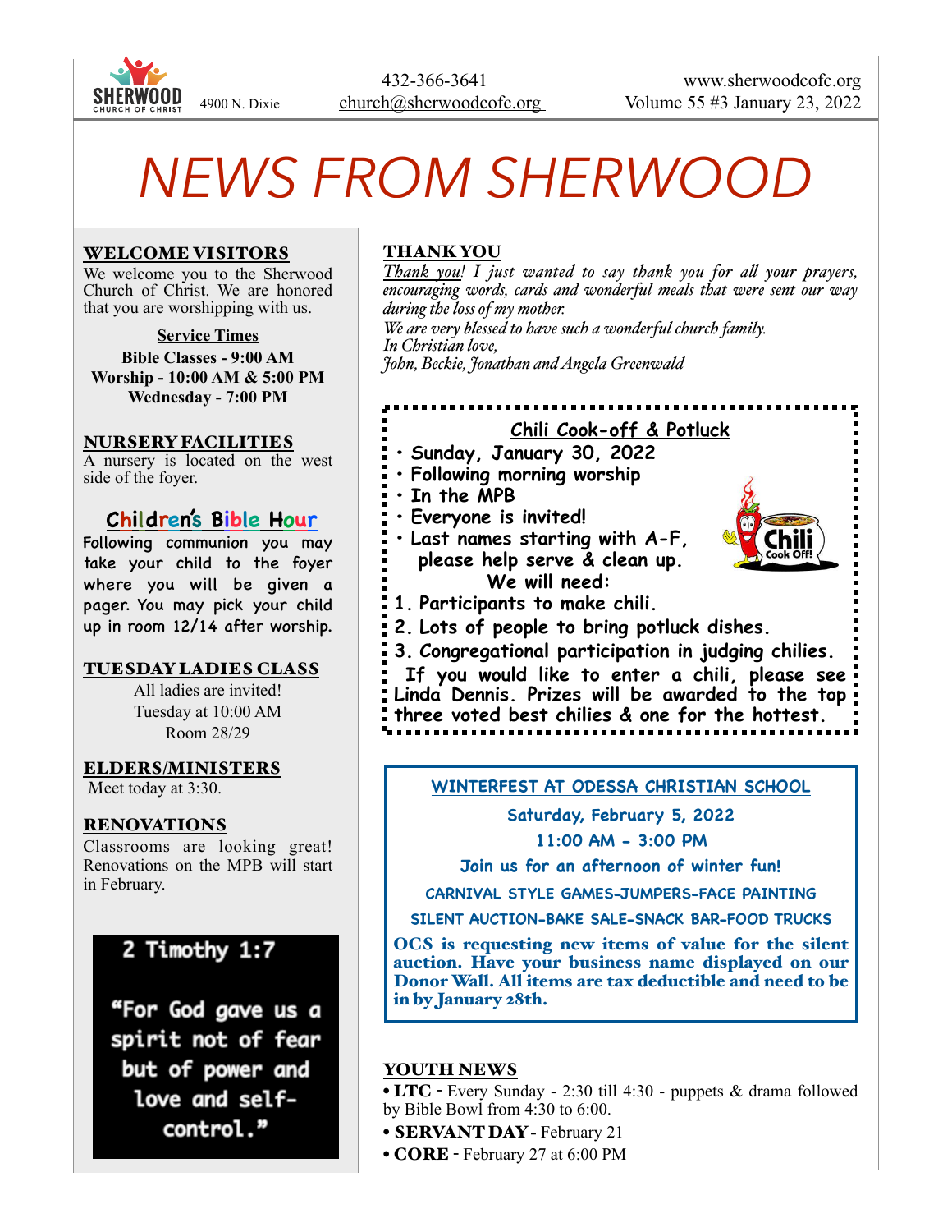SHERWOOD CHURCH OF CHRIST 4900 N. Dixie

432-366-3641
church@sherwoodcofc.org

www.sherwoodcofc.org
Volume 55 #3 January 23, 2022

# NEWS FROM SHERWOOD

## WELCOME VISITORS

We welcome you to the Sherwood Church of Christ. We are honored that you are worshipping with us.

**Service Times**

**Bible Classes - 9:00 AM**
**Worship - 10:00 AM & 5:00 PM**
**Wednesday - 7:00 PM**

## NURSERY FACILITIES

A nursery is located on the west side of the foyer.

## Children's Bible Hour

Following communion you may take your child to the foyer where you will be given a pager. You may pick your child up in room 12/14 after worship.

## TUESDAY LADIES CLASS

All ladies are invited!
Tuesday at 10:00 AM
Room 28/29

## ELDERS/MINISTERS

Meet today at 3:30.

## RENOVATIONS

Classrooms are looking great! Renovations on the MPB will start in February.

**2 Timothy 1:7**

**"For God gave us a spirit not of fear but of power and love and self-control."**

## THANK YOU

*Thank you! I just wanted to say thank you for all your prayers, encouraging words, cards and wonderful meals that were sent our way during the loss of my mother.*
*We are very blessed to have such a wonderful church family.*
*In Christian love,*
*John, Beckie, Jonathan and Angela Greenwald*

## Chili Cook-off & Potluck

- **Sunday, January 30, 2022**
- **Following morning worship**
- **In the MPB**
- **Everyone is invited!**
- **Last names starting with A-F, please help serve & clean up.**

**We will need:**

1. **Participants to make chili.**
2. **Lots of people to bring potluck dishes.**
3. **Congregational participation in judging chilies.**

**If you would like to enter a chili, please see Linda Dennis. Prizes will be awarded to the top three voted best chilies & one for the hottest.**

## WINTERFEST AT ODESSA CHRISTIAN SCHOOL

**Saturday, February 5, 2022**
**11:00 AM - 3:00 PM**
**Join us for an afternoon of winter fun!**
**CARNIVAL STYLE GAMES-JUMPERS-FACE PAINTING**
**SILENT AUCTION-BAKE SALE-SNACK BAR-FOOD TRUCKS**

**OCS is requesting new items of value for the silent auction. Have your business name displayed on our Donor Wall. All items are tax deductible and need to be in by January 28th.**

## YOUTH NEWS

- **LTC** - Every Sunday - 2:30 till 4:30 - puppets & drama followed by Bible Bowl from 4:30 to 6:00.
- **SERVANT DAY** - February 21
- **CORE** - February 27 at 6:00 PM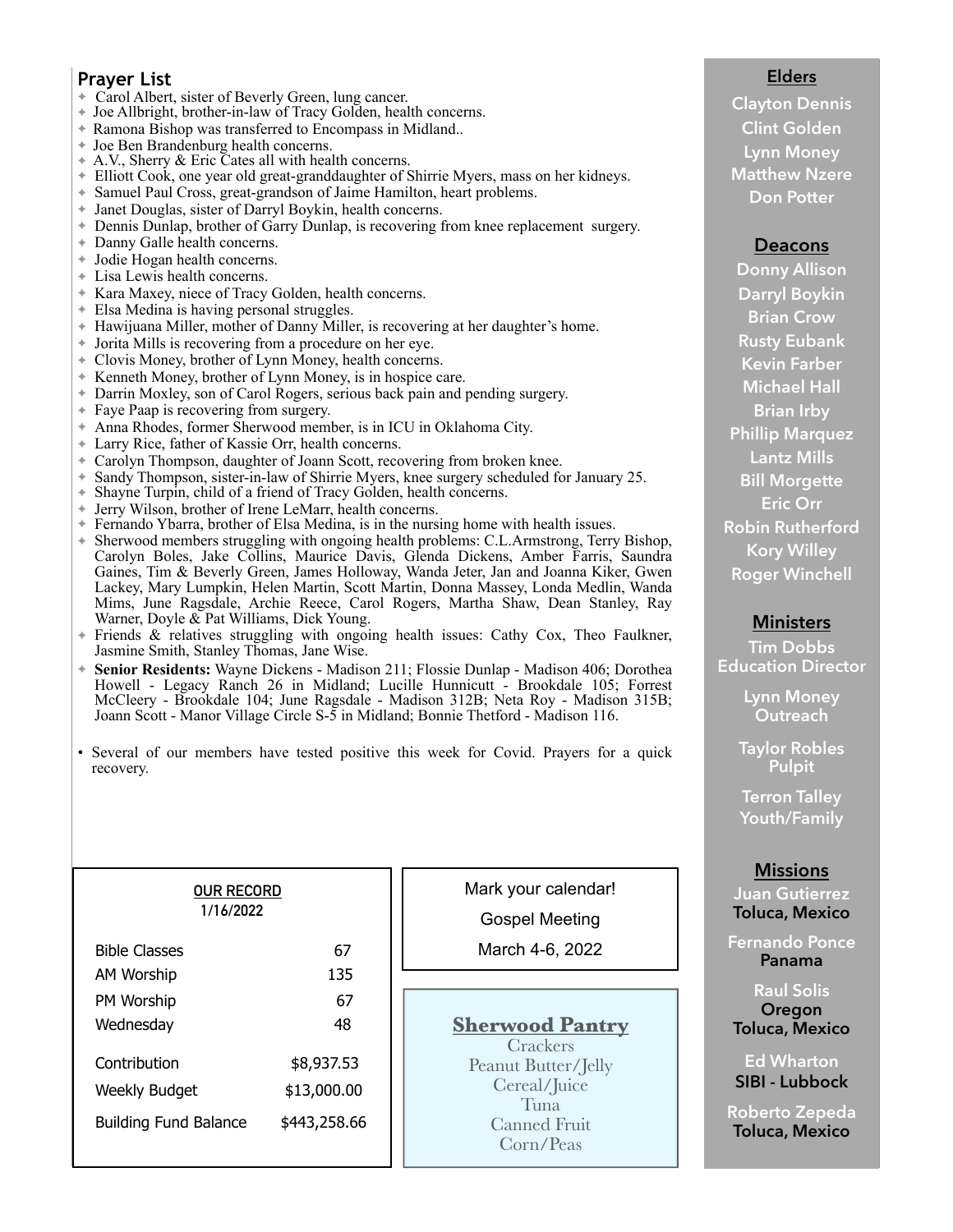## Prayer List

- Carol Albert, sister of Beverly Green, lung cancer.
- Joe Allbright, brother-in-law of Tracy Golden, health concerns.
- Ramona Bishop was transferred to Encompass in Midland..
- Joe Ben Brandenburg health concerns.
- A.V., Sherry & Eric Cates all with health concerns.
- Elliott Cook, one year old great-granddaughter of Shirrie Myers, mass on her kidneys.
- Samuel Paul Cross, great-grandson of Jaime Hamilton, heart problems.
- Janet Douglas, sister of Darryl Boykin, health concerns.
- Dennis Dunlap, brother of Garry Dunlap, is recovering from knee replacement surgery.
- Danny Galle health concerns.
- Jodie Hogan health concerns.
- Lisa Lewis health concerns.
- Kara Maxey, niece of Tracy Golden, health concerns.
- Elsa Medina is having personal struggles.
- Hawijuana Miller, mother of Danny Miller, is recovering at her daughter's home.
- Jorita Mills is recovering from a procedure on her eye.
- Clovis Money, brother of Lynn Money, health concerns.
- Kenneth Money, brother of Lynn Money, is in hospice care.
- Darrin Moxley, son of Carol Rogers, serious back pain and pending surgery.
- Faye Paap is recovering from surgery.
- Anna Rhodes, former Sherwood member, is in ICU in Oklahoma City.
- Larry Rice, father of Kassie Orr, health concerns.
- Carolyn Thompson, daughter of Joann Scott, recovering from broken knee.
- Sandy Thompson, sister-in-law of Shirrie Myers, knee surgery scheduled for January 25.
- Shayne Turpin, child of a friend of Tracy Golden, health concerns.
- Jerry Wilson, brother of Irene LeMarr, health concerns.
- Fernando Ybarra, brother of Elsa Medina, is in the nursing home with health issues.
- Sherwood members struggling with ongoing health problems: C.L.Armstrong, Terry Bishop, Carolyn Boles, Jake Collins, Maurice Davis, Glenda Dickens, Amber Farris, Saundra Gaines, Tim & Beverly Green, James Holloway, Wanda Jeter, Jan and Joanna Kiker, Gwen Lackey, Mary Lumpkin, Helen Martin, Scott Martin, Donna Massey, Londa Medlin, Wanda Mims, June Ragsdale, Archie Reece, Carol Rogers, Martha Shaw, Dean Stanley, Ray Warner, Doyle & Pat Williams, Dick Young.
- Friends & relatives struggling with ongoing health issues: Cathy Cox, Theo Faulkner, Jasmine Smith, Stanley Thomas, Jane Wise.
- **Senior Residents:** Wayne Dickens - Madison 211; Flossie Dunlap - Madison 406; Dorothea Howell - Legacy Ranch 26 in Midland; Lucille Hunnicutt - Brookdale 105; Forrest McCleery - Brookdale 104; June Ragsdale - Madison 312B; Neta Roy - Madison 315B; Joann Scott - Manor Village Circle S-5 in Midland; Bonnie Thetford - Madison 116.

- Several of our members have tested positive this week for Covid. Prayers for a quick recovery.

### OUR RECORD
1/16/2022

| | |
|---|---|
| Bible Classes | 67 |
| AM Worship | 135 |
| PM Worship | 67 |
| Wednesday | 48 |
| Contribution | $8,937.53 |
| Weekly Budget | $13,000.00 |
| Building Fund Balance | $443,258.66 |

Mark your calendar!

Gospel Meeting

March 4-6, 2022

### Sherwood Pantry

Crackers
Peanut Butter/Jelly
Cereal/Juice
Tuna
Canned Fruit
Corn/Peas

### Elders

Clayton Dennis
Clint Golden
Lynn Money
Matthew Nzere
Don Potter

### Deacons

Donny Allison
Darryl Boykin
Brian Crow
Rusty Eubank
Kevin Farber
Michael Hall
Brian Irby
Phillip Marquez
Lantz Mills
Bill Morgette
Eric Orr
Robin Rutherford
Kory Willey
Roger Winchell

### Ministers

Tim Dobbs
Education Director

Lynn Money
Outreach

Taylor Robles
Pulpit

Terron Talley
Youth/Family

### Missions

Juan Gutierrez
Toluca, Mexico

Fernando Ponce
Panama

Raul Solis
Oregon
Toluca, Mexico

Ed Wharton
SIBI - Lubbock

Roberto Zepeda
Toluca, Mexico